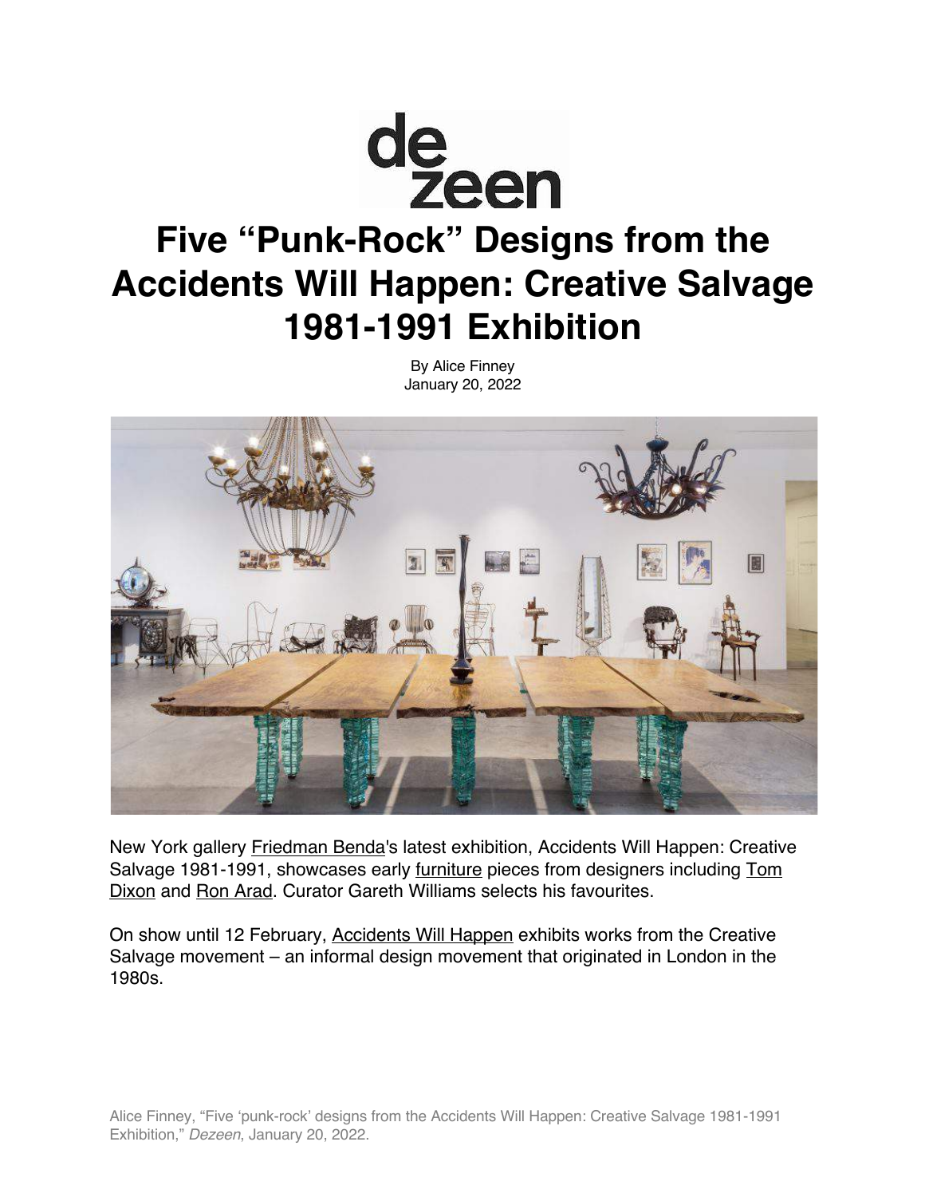dezeen

# Five “Punk-Rock” Designs from the Accidents Will Happen: Creative Salvage 1981-1991 Exhibition

By Alice Finney
January 20, 2022

New York gallery Friedman Benda's latest exhibition, Accidents Will Happen: Creative Salvage 1981-1991, showcases early furniture pieces from designers including Tom Dixon and Ron Arad. Curator Gareth Williams selects his favourites.

On show until 12 February, Accidents Will Happen exhibits works from the Creative Salvage movement – an informal design movement that originated in London in the 1980s.

Alice Finney, “Five ‘punk-rock’ designs from the Accidents Will Happen: Creative Salvage 1981-1991 Exhibition,” *Dezeen*, January 20, 2022.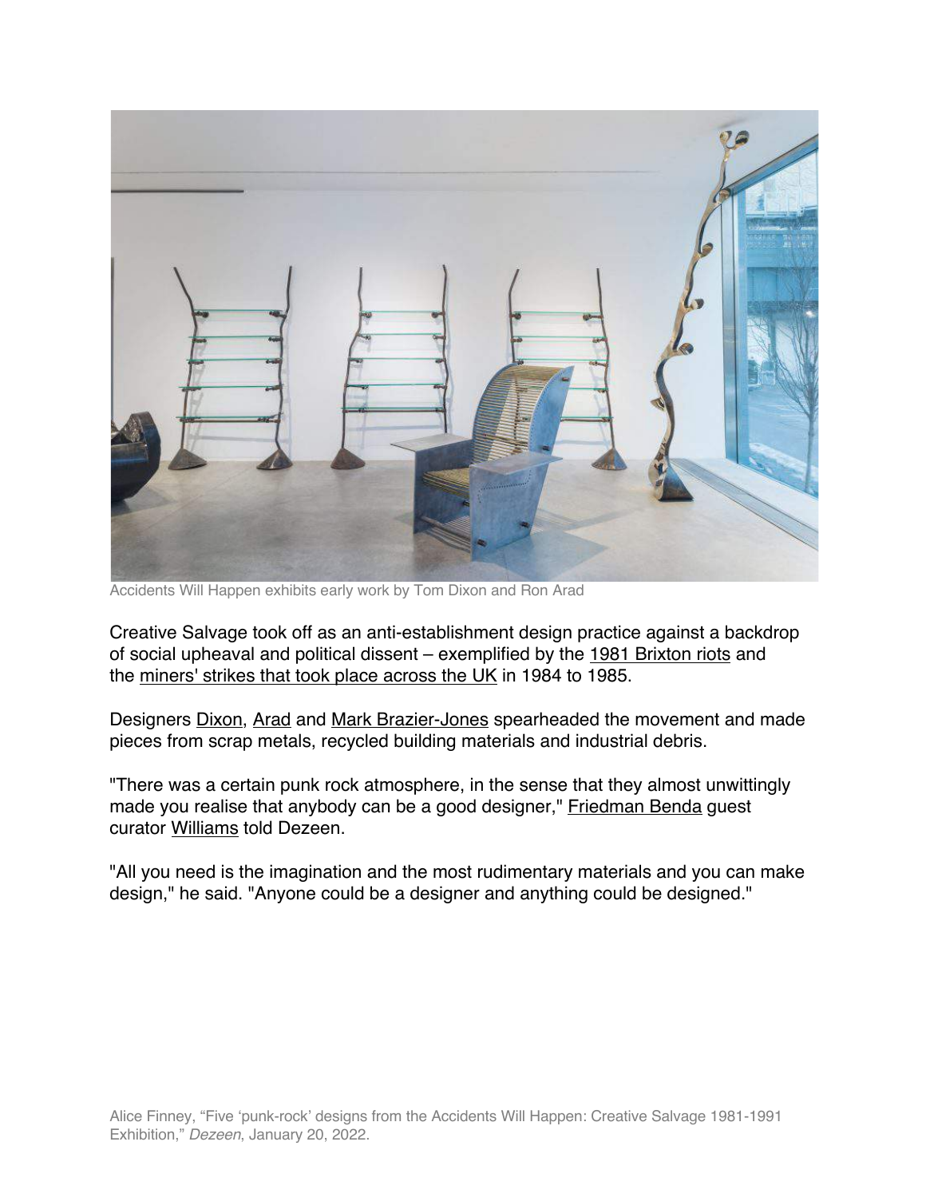Accidents Will Happen exhibits early work by Tom Dixon and Ron Arad

Creative Salvage took off as an anti-establishment design practice against a backdrop of social upheaval and political dissent – exemplified by the 1981 Brixton riots and the miners' strikes that took place across the UK in 1984 to 1985.

Designers Dixon, Arad and Mark Brazier-Jones spearheaded the movement and made pieces from scrap metals, recycled building materials and industrial debris.

"There was a certain punk rock atmosphere, in the sense that they almost unwittingly made you realise that anybody can be a good designer," Friedman Benda guest curator Williams told Dezeen.

"All you need is the imagination and the most rudimentary materials and you can make design," he said. "Anyone could be a designer and anything could be designed."

Alice Finney, "Five 'punk-rock' designs from the Accidents Will Happen: Creative Salvage 1981-1991 Exhibition," *Dezeen*, January 20, 2022.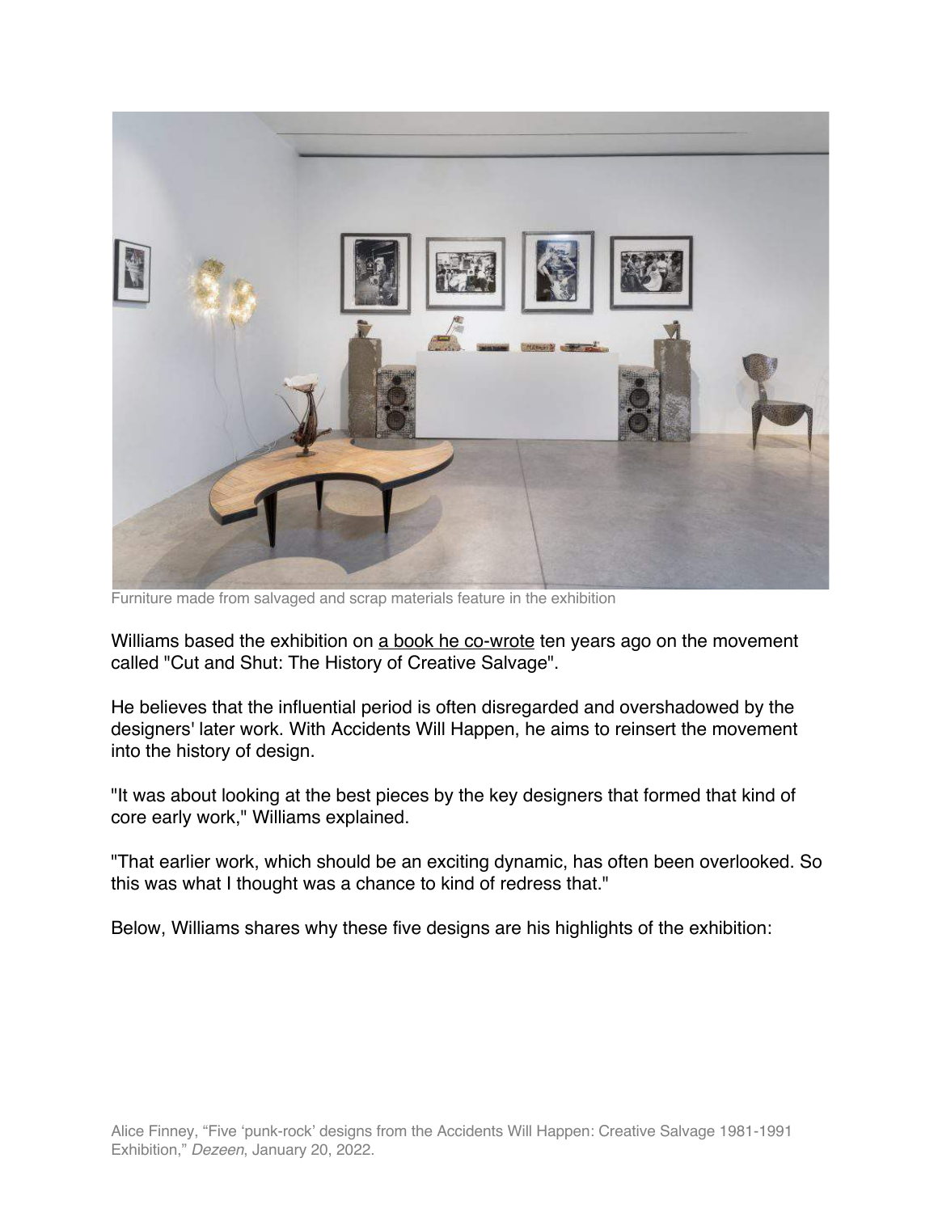Furniture made from salvaged and scrap materials feature in the exhibition

Williams based the exhibition on a book he co-wrote ten years ago on the movement called "Cut and Shut: The History of Creative Salvage".

He believes that the influential period is often disregarded and overshadowed by the designers' later work. With Accidents Will Happen, he aims to reinsert the movement into the history of design.

"It was about looking at the best pieces by the key designers that formed that kind of core early work," Williams explained.

"That earlier work, which should be an exciting dynamic, has often been overlooked. So this was what I thought was a chance to kind of redress that."

Below, Williams shares why these five designs are his highlights of the exhibition:

Alice Finney, "Five 'punk-rock' designs from the Accidents Will Happen: Creative Salvage 1981-1991 Exhibition," *Dezeen*, January 20, 2022.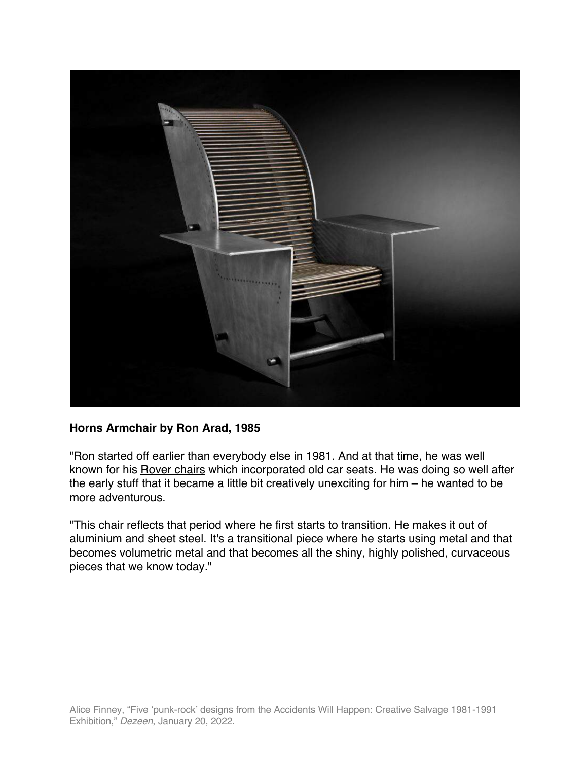**Horns Armchair by Ron Arad, 1985**

"Ron started off earlier than everybody else in 1981. And at that time, he was well known for his Rover chairs which incorporated old car seats. He was doing so well after the early stuff that it became a little bit creatively unexciting for him – he wanted to be more adventurous.

"This chair reflects that period where he first starts to transition. He makes it out of aluminium and sheet steel. It's a transitional piece where he starts using metal and that becomes volumetric metal and that becomes all the shiny, highly polished, curvaceous pieces that we know today."

Alice Finney, "Five 'punk-rock' designs from the Accidents Will Happen: Creative Salvage 1981-1991 Exhibition," *Dezeen*, January 20, 2022.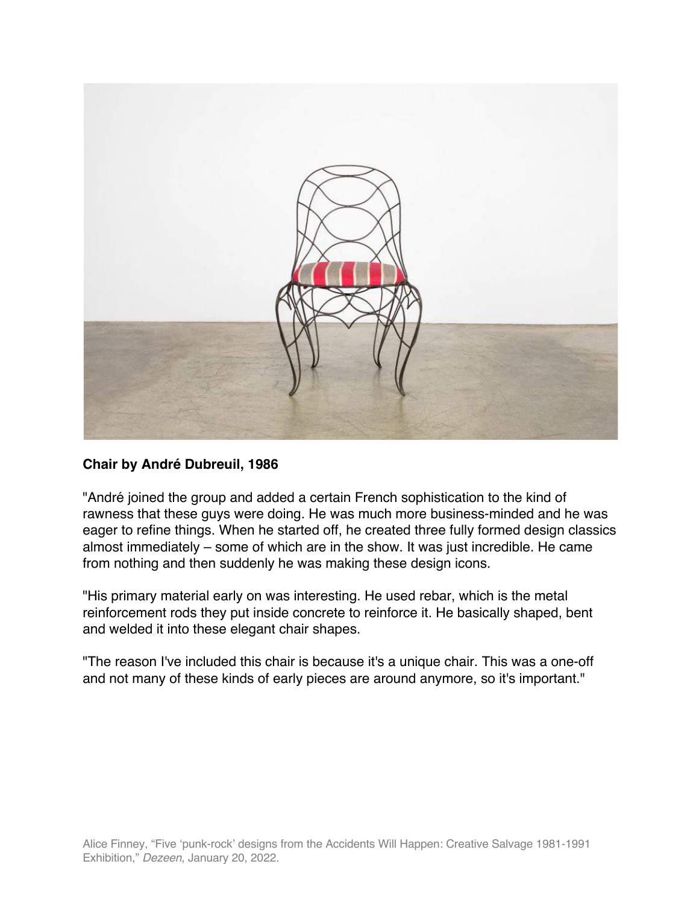**Chair by André Dubreuil, 1986**

"André joined the group and added a certain French sophistication to the kind of rawness that these guys were doing. He was much more business-minded and he was eager to refine things. When he started off, he created three fully formed design classics almost immediately – some of which are in the show. It was just incredible. He came from nothing and then suddenly he was making these design icons.

"His primary material early on was interesting. He used rebar, which is the metal reinforcement rods they put inside concrete to reinforce it. He basically shaped, bent and welded it into these elegant chair shapes.

"The reason I've included this chair is because it's a unique chair. This was a one-off and not many of these kinds of early pieces are around anymore, so it's important."

Alice Finney, "Five 'punk-rock' designs from the Accidents Will Happen: Creative Salvage 1981-1991 Exhibition," *Dezeen*, January 20, 2022.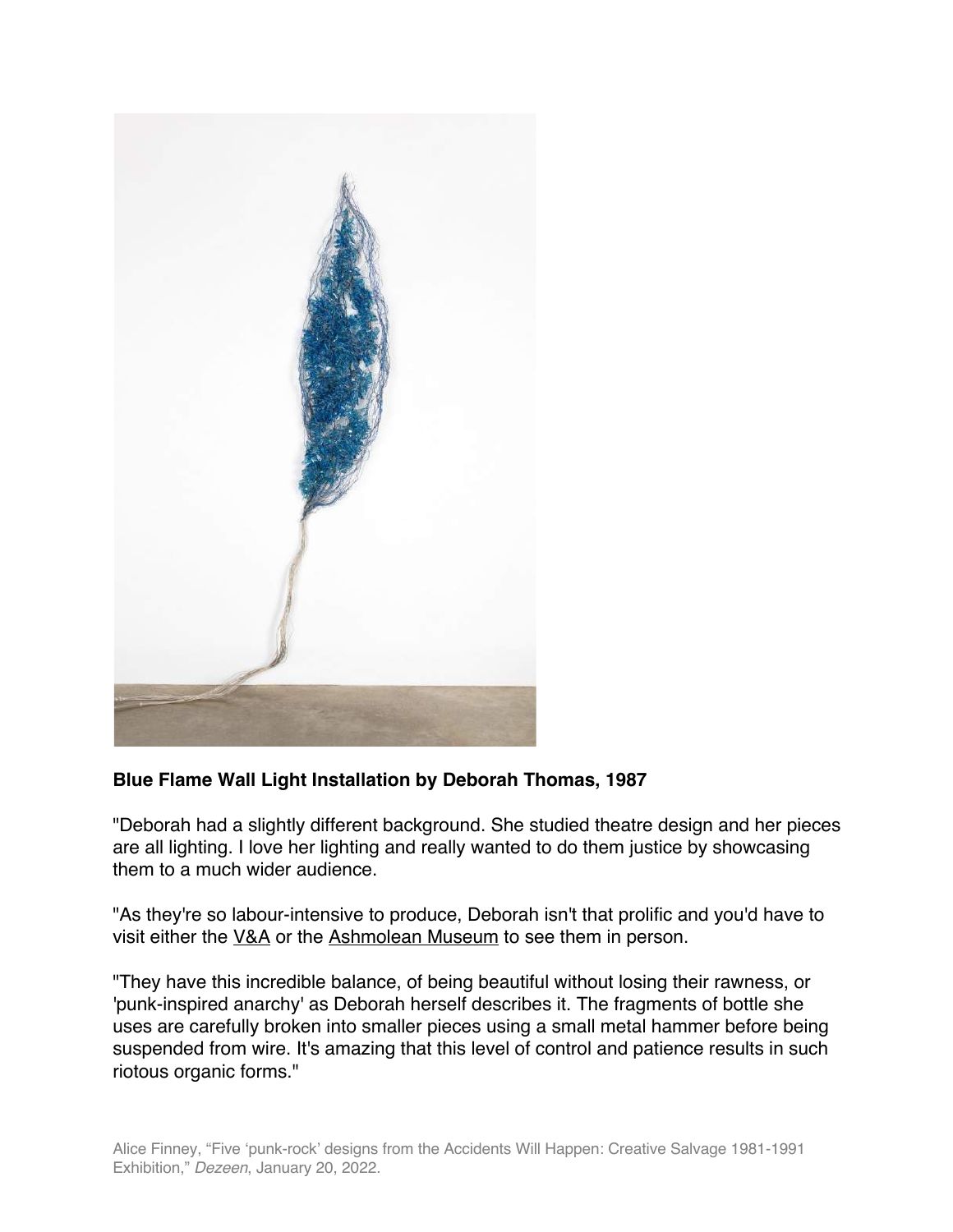**Blue Flame Wall Light Installation by Deborah Thomas, 1987**

"Deborah had a slightly different background. She studied theatre design and her pieces are all lighting. I love her lighting and really wanted to do them justice by showcasing them to a much wider audience.

"As they're so labour-intensive to produce, Deborah isn't that prolific and you'd have to visit either the V&A or the Ashmolean Museum to see them in person.

"They have this incredible balance, of being beautiful without losing their rawness, or 'punk-inspired anarchy' as Deborah herself describes it. The fragments of bottle she uses are carefully broken into smaller pieces using a small metal hammer before being suspended from wire. It's amazing that this level of control and patience results in such riotous organic forms."

Alice Finney, "Five 'punk-rock' designs from the Accidents Will Happen: Creative Salvage 1981-1991 Exhibition," *Dezeen*, January 20, 2022.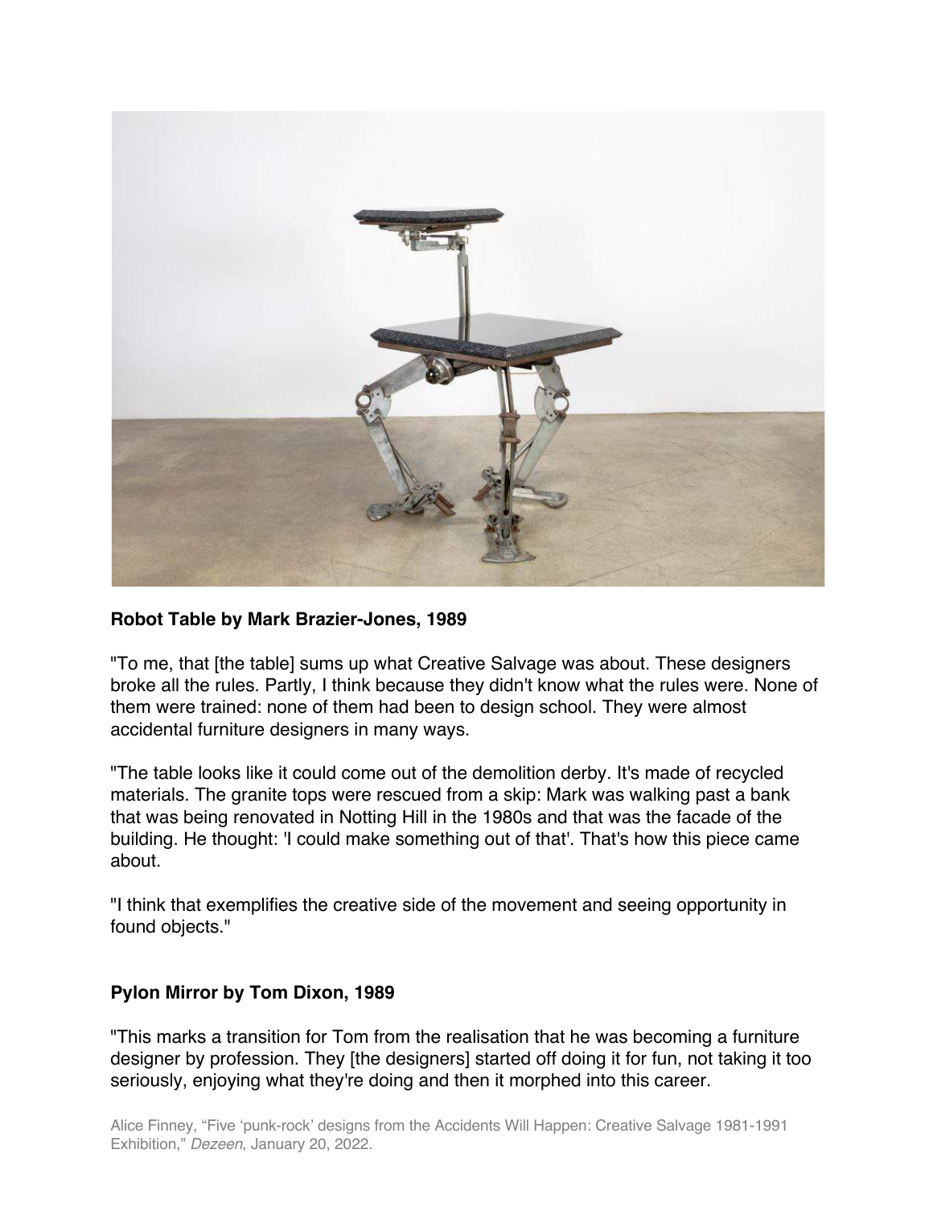**Robot Table by Mark Brazier-Jones, 1989**

"To me, that [the table] sums up what Creative Salvage was about. These designers broke all the rules. Partly, I think because they didn't know what the rules were. None of them were trained: none of them had been to design school. They were almost accidental furniture designers in many ways.

"The table looks like it could come out of the demolition derby. It's made of recycled materials. The granite tops were rescued from a skip: Mark was walking past a bank that was being renovated in Notting Hill in the 1980s and that was the facade of the building. He thought: 'I could make something out of that'. That's how this piece came about.

"I think that exemplifies the creative side of the movement and seeing opportunity in found objects."

**Pylon Mirror by Tom Dixon, 1989**

"This marks a transition for Tom from the realisation that he was becoming a furniture designer by profession. They [the designers] started off doing it for fun, not taking it too seriously, enjoying what they're doing and then it morphed into this career.

Alice Finney, "Five 'punk-rock' designs from the Accidents Will Happen: Creative Salvage 1981-1991 Exhibition," *Dezeen*, January 20, 2022.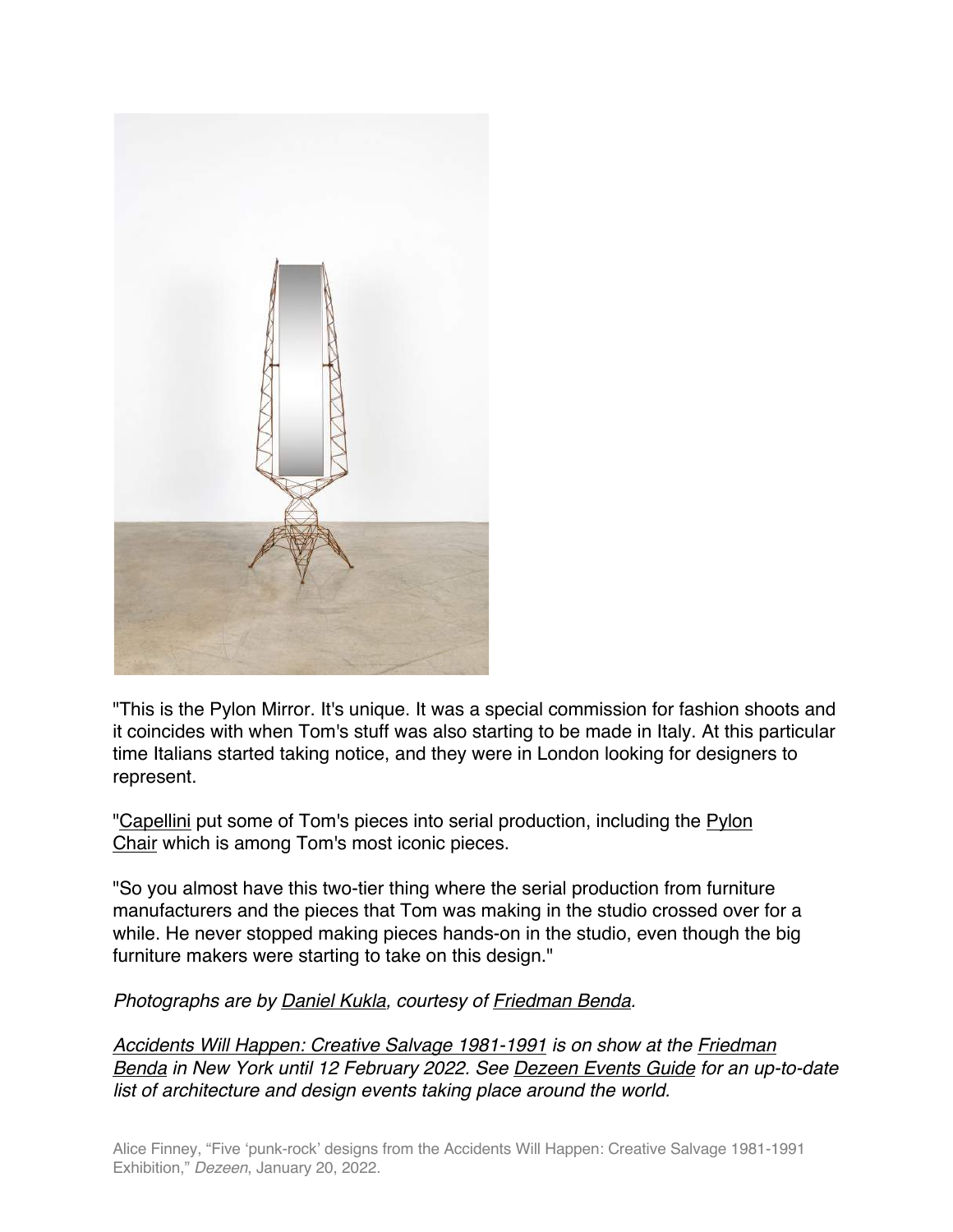"This is the Pylon Mirror. It's unique. It was a special commission for fashion shoots and it coincides with when Tom's stuff was also starting to be made in Italy. At this particular time Italians started taking notice, and they were in London looking for designers to represent.

"Capellini put some of Tom's pieces into serial production, including the Pylon Chair which is among Tom's most iconic pieces.

"So you almost have this two-tier thing where the serial production from furniture manufacturers and the pieces that Tom was making in the studio crossed over for a while. He never stopped making pieces hands-on in the studio, even though the big furniture makers were starting to take on this design."

*Photographs are by Daniel Kukla, courtesy of Friedman Benda.*

*Accidents Will Happen: Creative Salvage 1981-1991 is on show at the Friedman Benda in New York until 12 February 2022. See Dezeen Events Guide for an up-to-date list of architecture and design events taking place around the world.*

Alice Finney, "Five 'punk-rock' designs from the Accidents Will Happen: Creative Salvage 1981-1991 Exhibition," *Dezeen*, January 20, 2022.